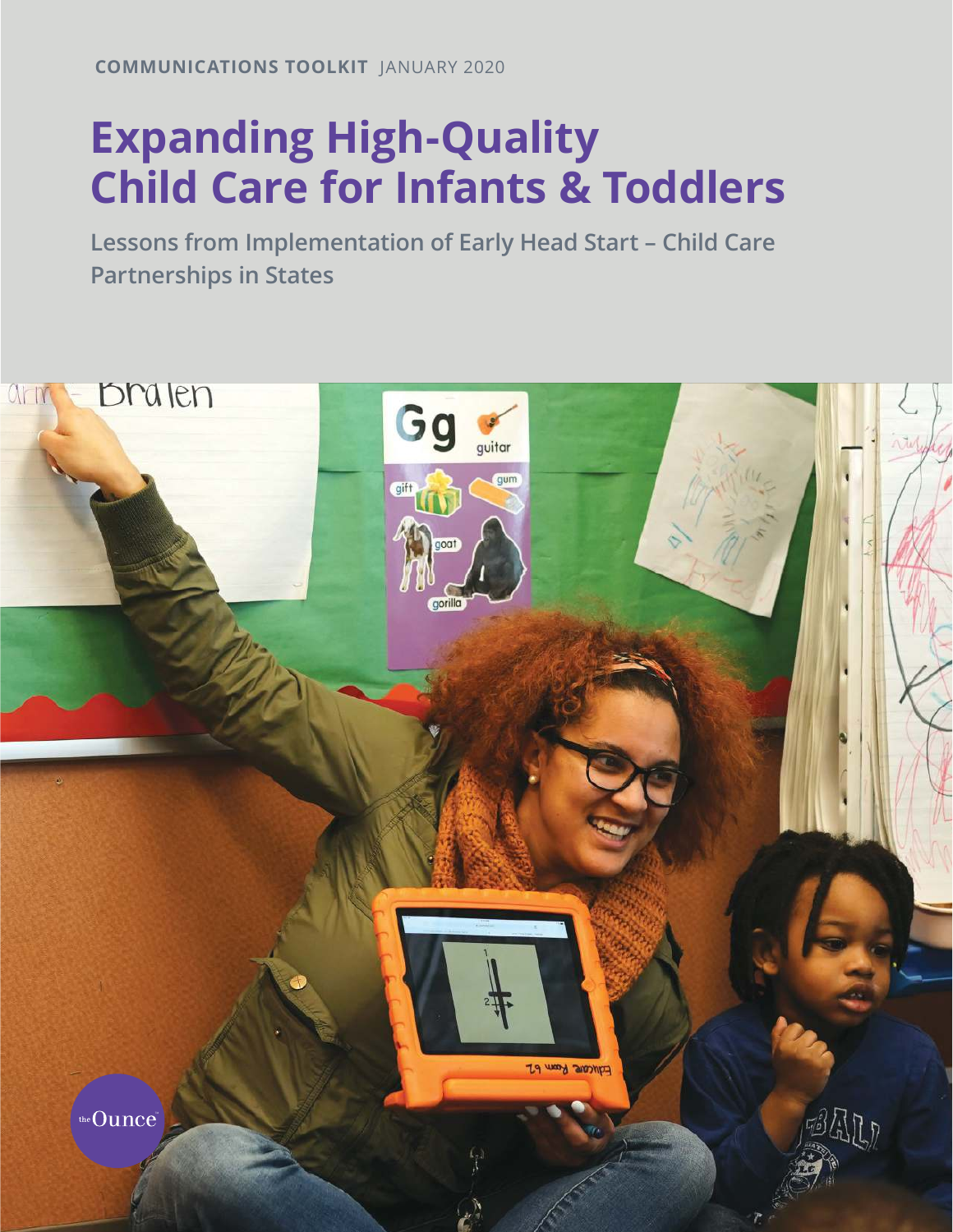**COMMUNICATIONS TOOLKIT** JANUARY 2020

# Expanding High-Quality Child Care for Infants & Toddlers

## Lessons from Implementation of Early Head Start – Child Care Partnerships in States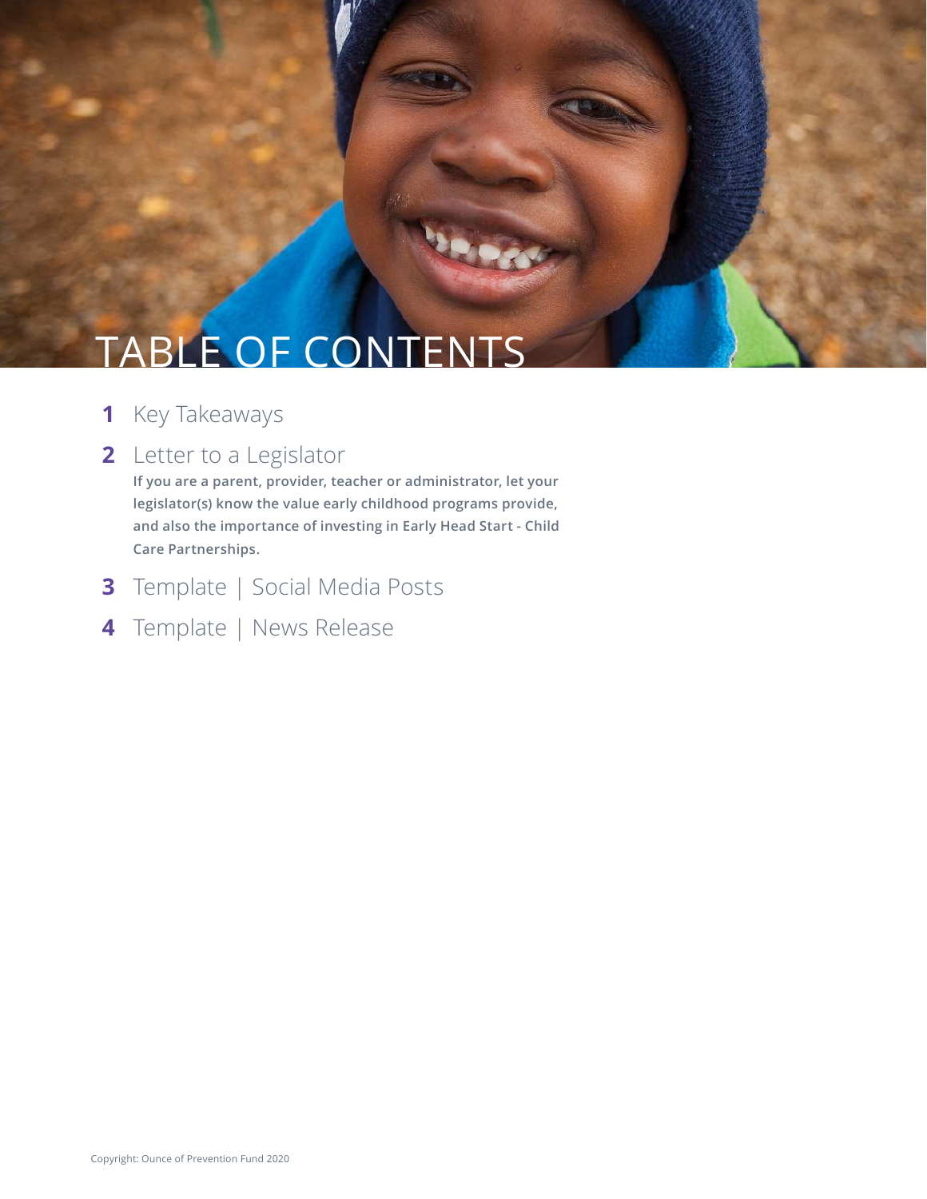# TABLE OF CONTENTS

1. Key Takeaways
2. Letter to a Legislator

   **If you are a parent, provider, teacher or administrator, let your legislator(s) know the value early childhood programs provide, and also the importance of investing in Early Head Start - Child Care Partnerships.**
3. Template | Social Media Posts
4. Template | News Release

Copyright: Ounce of Prevention Fund 2020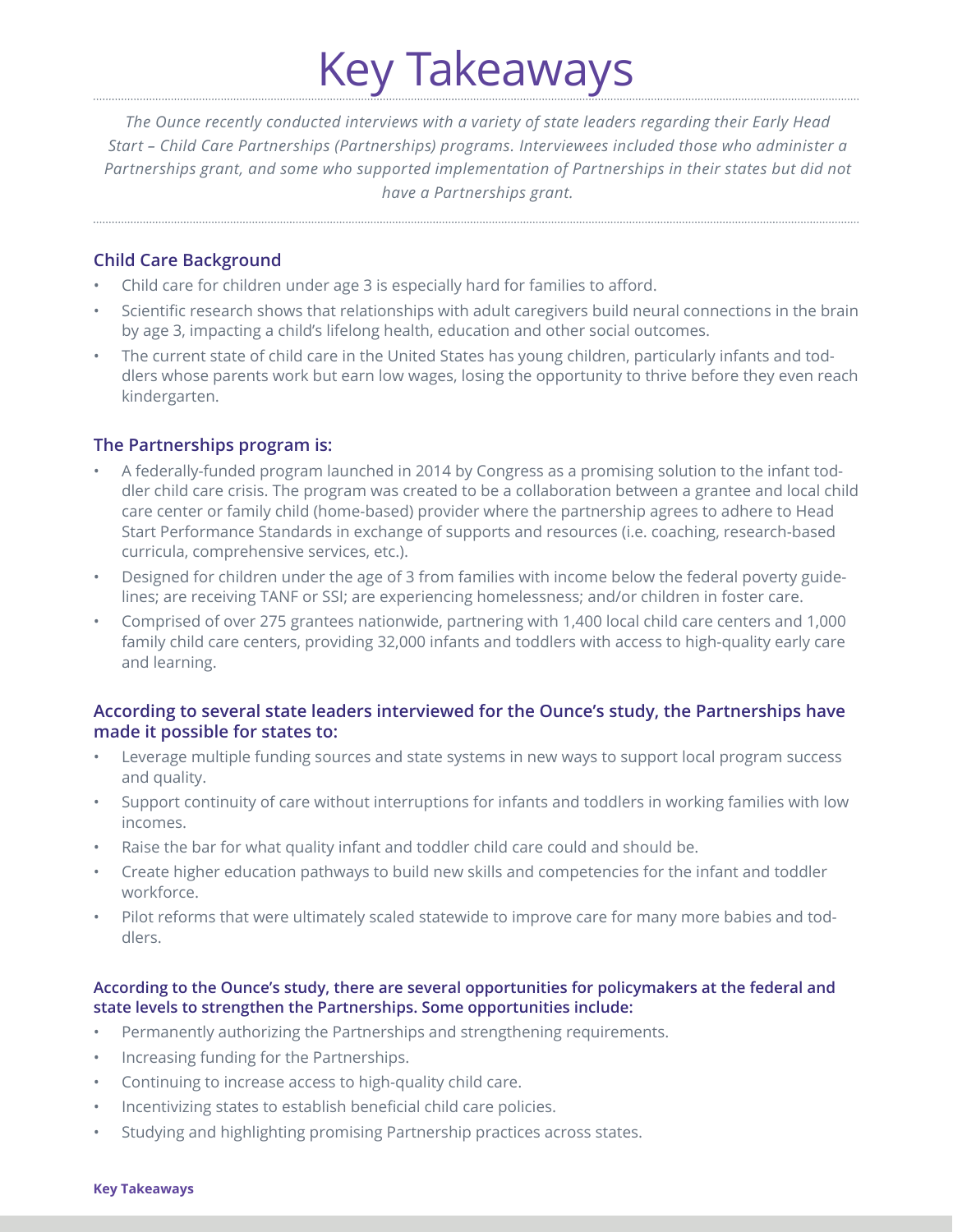# Key Takeaways

*The Ounce recently conducted interviews with a variety of state leaders regarding their Early Head Start – Child Care Partnerships (Partnerships) programs. Interviewees included those who administer a Partnerships grant, and some who supported implementation of Partnerships in their states but did not have a Partnerships grant.*

### Child Care Background

- Child care for children under age 3 is especially hard for families to afford.
- Scientific research shows that relationships with adult caregivers build neural connections in the brain by age 3, impacting a child's lifelong health, education and other social outcomes.
- The current state of child care in the United States has young children, particularly infants and toddlers whose parents work but earn low wages, losing the opportunity to thrive before they even reach kindergarten.

### The Partnerships program is:

- A federally-funded program launched in 2014 by Congress as a promising solution to the infant toddler child care crisis. The program was created to be a collaboration between a grantee and local child care center or family child (home-based) provider where the partnership agrees to adhere to Head Start Performance Standards in exchange of supports and resources (i.e. coaching, research-based curricula, comprehensive services, etc.).
- Designed for children under the age of 3 from families with income below the federal poverty guidelines; are receiving TANF or SSI; are experiencing homelessness; and/or children in foster care.
- Comprised of over 275 grantees nationwide, partnering with 1,400 local child care centers and 1,000 family child care centers, providing 32,000 infants and toddlers with access to high-quality early care and learning.

### According to several state leaders interviewed for the Ounce's study, the Partnerships have made it possible for states to:

- Leverage multiple funding sources and state systems in new ways to support local program success and quality.
- Support continuity of care without interruptions for infants and toddlers in working families with low incomes.
- Raise the bar for what quality infant and toddler child care could and should be.
- Create higher education pathways to build new skills and competencies for the infant and toddler workforce.
- Pilot reforms that were ultimately scaled statewide to improve care for many more babies and toddlers.

### According to the Ounce's study, there are several opportunities for policymakers at the federal and state levels to strengthen the Partnerships. Some opportunities include:

- Permanently authorizing the Partnerships and strengthening requirements.
- Increasing funding for the Partnerships.
- Continuing to increase access to high-quality child care.
- Incentivizing states to establish beneficial child care policies.
- Studying and highlighting promising Partnership practices across states.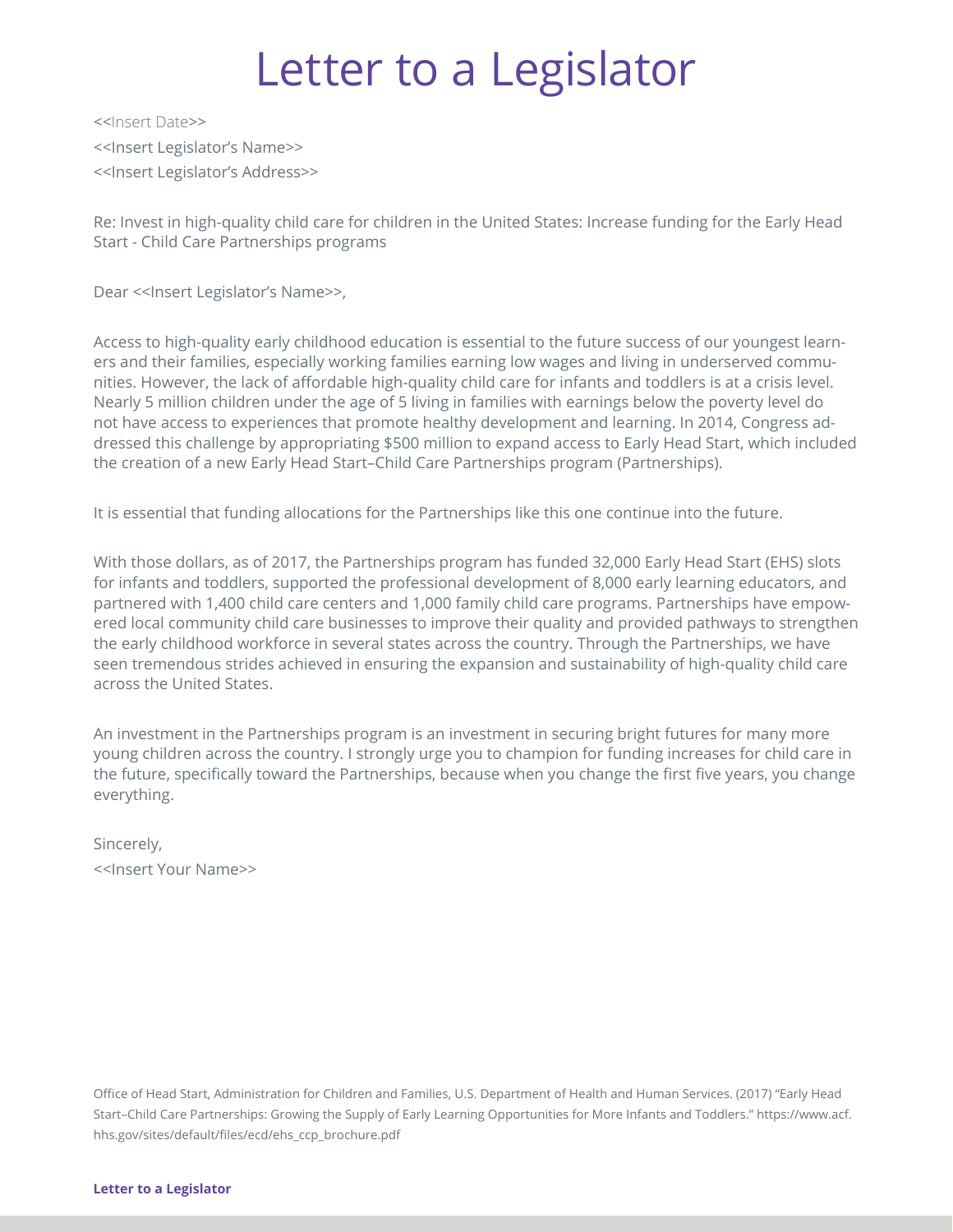# Letter to a Legislator

<<Insert Date>>

<<Insert Legislator's Name>>

<<Insert Legislator's Address>>

Re: Invest in high-quality child care for children in the United States: Increase funding for the Early Head Start - Child Care Partnerships programs

Dear <<Insert Legislator's Name>>,

Access to high-quality early childhood education is essential to the future success of our youngest learners and their families, especially working families earning low wages and living in underserved communities. However, the lack of affordable high-quality child care for infants and toddlers is at a crisis level. Nearly 5 million children under the age of 5 living in families with earnings below the poverty level do not have access to experiences that promote healthy development and learning. In 2014, Congress addressed this challenge by appropriating $500 million to expand access to Early Head Start, which included the creation of a new Early Head Start–Child Care Partnerships program (Partnerships).

It is essential that funding allocations for the Partnerships like this one continue into the future.

With those dollars, as of 2017, the Partnerships program has funded 32,000 Early Head Start (EHS) slots for infants and toddlers, supported the professional development of 8,000 early learning educators, and partnered with 1,400 child care centers and 1,000 family child care programs. Partnerships have empowered local community child care businesses to improve their quality and provided pathways to strengthen the early childhood workforce in several states across the country. Through the Partnerships, we have seen tremendous strides achieved in ensuring the expansion and sustainability of high-quality child care across the United States.

An investment in the Partnerships program is an investment in securing bright futures for many more young children across the country. I strongly urge you to champion for funding increases for child care in the future, specifically toward the Partnerships, because when you change the first five years, you change everything.

Sincerely,

<<Insert Your Name>>

Office of Head Start, Administration for Children and Families, U.S. Department of Health and Human Services. (2017) "Early Head Start–Child Care Partnerships: Growing the Supply of Early Learning Opportunities for More Infants and Toddlers." https://www.acf.hhs.gov/sites/default/files/ecd/ehs_ccp_brochure.pdf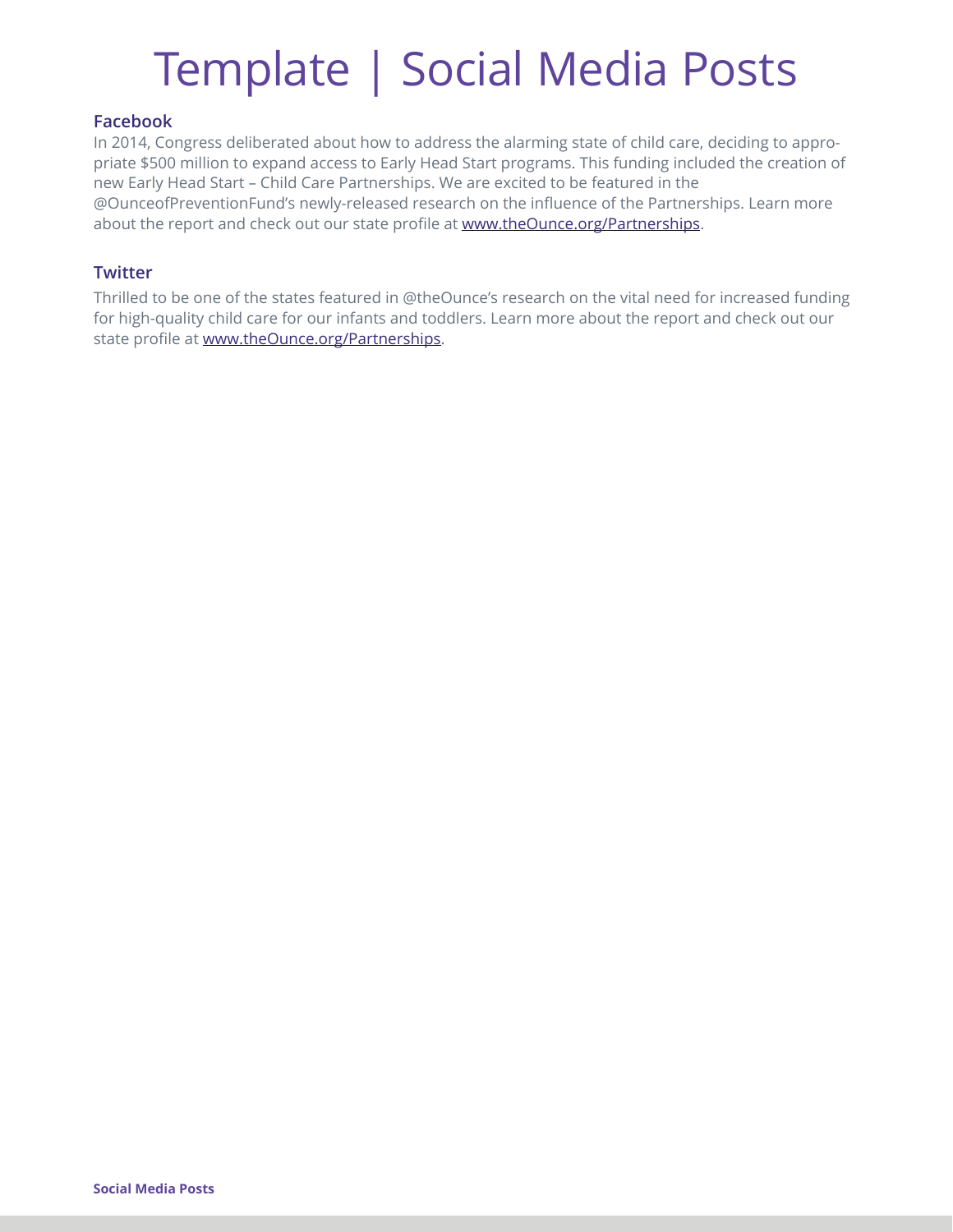# Template | Social Media Posts

### Facebook

In 2014, Congress deliberated about how to address the alarming state of child care, deciding to appropriate $500 million to expand access to Early Head Start programs. This funding included the creation of new Early Head Start – Child Care Partnerships. We are excited to be featured in the @OunceofPreventionFund's newly-released research on the influence of the Partnerships. Learn more about the report and check out our state profile at www.theOunce.org/Partnerships.

### Twitter

Thrilled to be one of the states featured in @theOunce's research on the vital need for increased funding for high-quality child care for our infants and toddlers. Learn more about the report and check out our state profile at www.theOunce.org/Partnerships.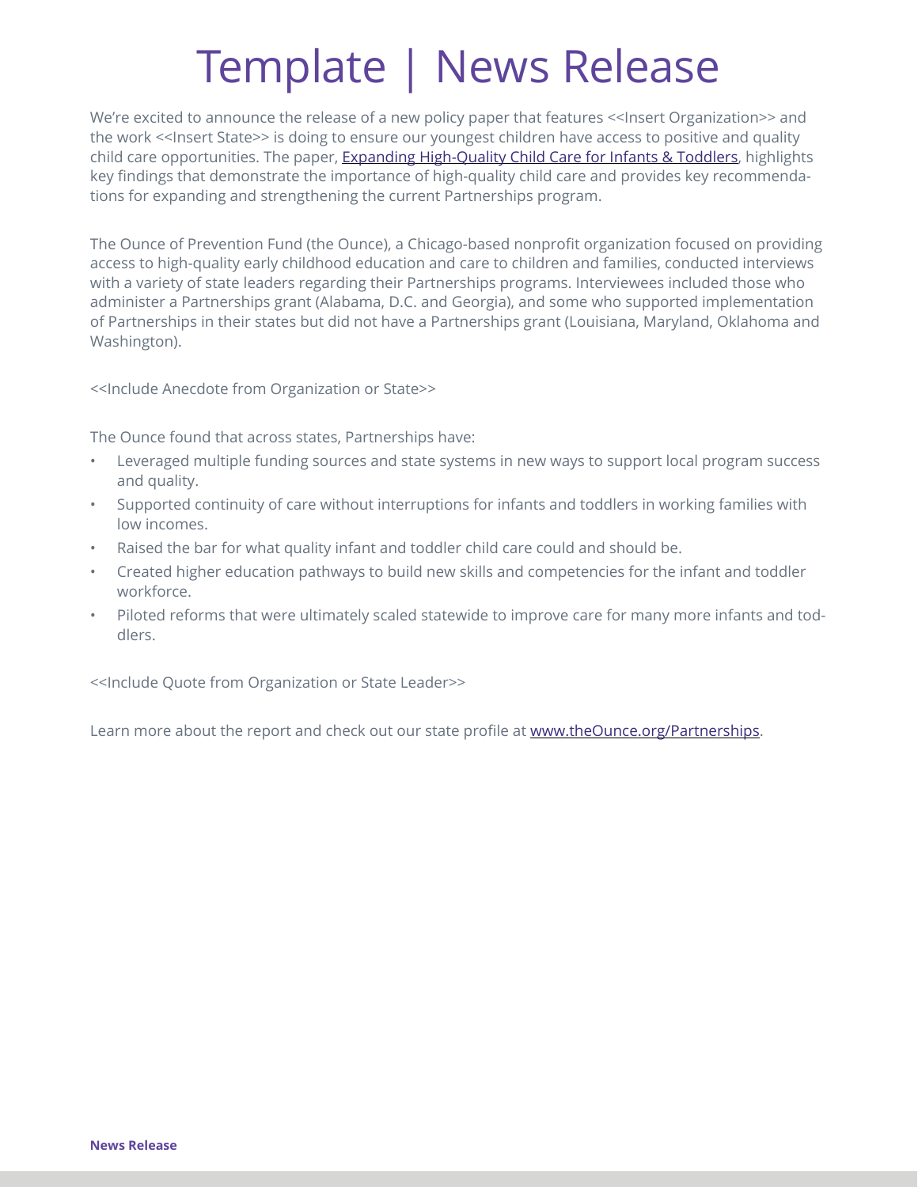# Template | News Release

We're excited to announce the release of a new policy paper that features <<Insert Organization>> and the work <<Insert State>> is doing to ensure our youngest children have access to positive and quality child care opportunities. The paper, [Expanding High-Quality Child Care for Infants & Toddlers](), highlights key findings that demonstrate the importance of high-quality child care and provides key recommendations for expanding and strengthening the current Partnerships program.

The Ounce of Prevention Fund (the Ounce), a Chicago-based nonprofit organization focused on providing access to high-quality early childhood education and care to children and families, conducted interviews with a variety of state leaders regarding their Partnerships programs. Interviewees included those who administer a Partnerships grant (Alabama, D.C. and Georgia), and some who supported implementation of Partnerships in their states but did not have a Partnerships grant (Louisiana, Maryland, Oklahoma and Washington).

<<Include Anecdote from Organization or State>>

The Ounce found that across states, Partnerships have:

- Leveraged multiple funding sources and state systems in new ways to support local program success and quality.
- Supported continuity of care without interruptions for infants and toddlers in working families with low incomes.
- Raised the bar for what quality infant and toddler child care could and should be.
- Created higher education pathways to build new skills and competencies for the infant and toddler workforce.
- Piloted reforms that were ultimately scaled statewide to improve care for many more infants and toddlers.

<<Include Quote from Organization or State Leader>>

Learn more about the report and check out our state profile at www.theOunce.org/Partnerships.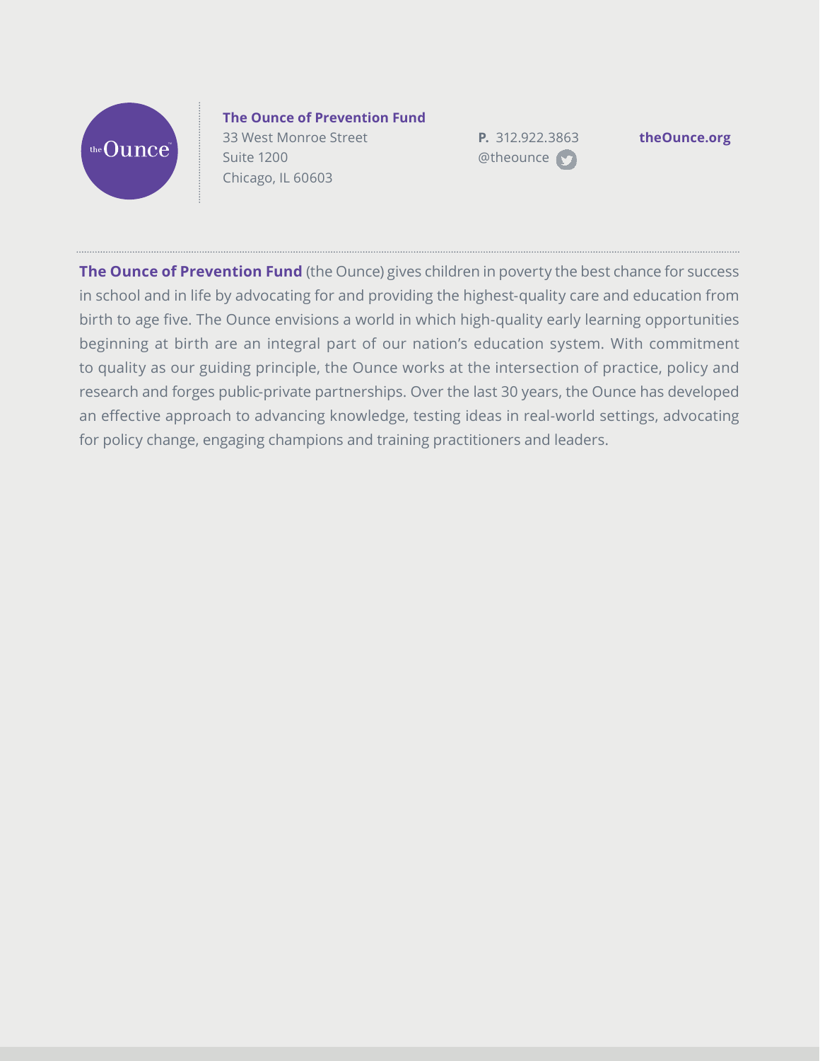**The Ounce of Prevention Fund**
33 West Monroe Street
Suite 1200
Chicago, IL 60603

**P.** 312.922.3863
@theounce

**theOunce.org**

---

**The Ounce of Prevention Fund** (the Ounce) gives children in poverty the best chance for success in school and in life by advocating for and providing the highest-quality care and education from birth to age five. The Ounce envisions a world in which high-quality early learning opportunities beginning at birth are an integral part of our nation's education system. With commitment to quality as our guiding principle, the Ounce works at the intersection of practice, policy and research and forges public-private partnerships. Over the last 30 years, the Ounce has developed an effective approach to advancing knowledge, testing ideas in real-world settings, advocating for policy change, engaging champions and training practitioners and leaders.